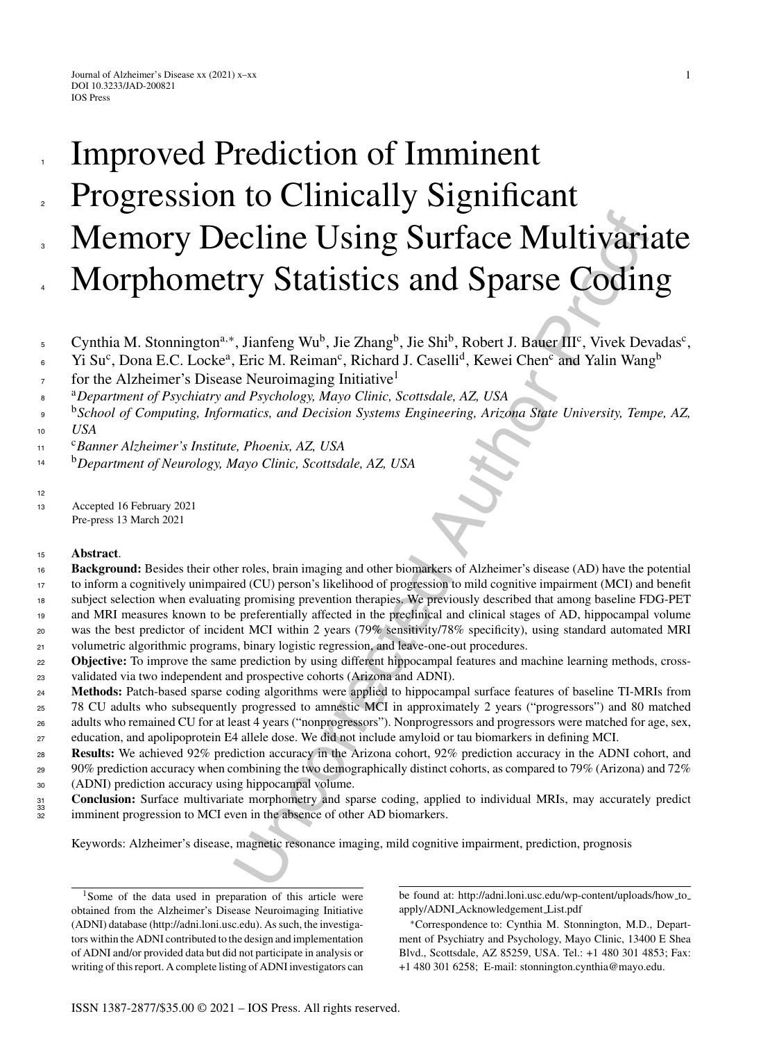# Improved Prediction of Imminent Progression to Clinically Significant Memory Decline Using Surface Multivariate Morphometry Statistics and Sparse Coding

Cynthia M. Stonnington[a,*], Jianfeng Wu[b], Jie Zhang[b], Jie Shi[b], Robert J. Bauer III[c], Vivek Devadas[c], Yi Su[c], Dona E.C. Locke[a], Eric M. Reiman[c], Richard J. Caselli[d], Kewei Chen[c] and Yalin Wang[b]
for the Alzheimer's Disease Neuroimaging Initiative[1]

[a]*Department of Psychiatry and Psychology, Mayo Clinic, Scottsdale, AZ, USA*
[b]*School of Computing, Informatics, and Decision Systems Engineering, Arizona State University, Tempe, AZ, USA*
[c]*Banner Alzheimer's Institute, Phoenix, AZ, USA*
[b]*Department of Neurology, Mayo Clinic, Scottsdale, AZ, USA*

Accepted 16 February 2021
Pre-press 13 March 2021

**Abstract**.

**Background:** Besides their other roles, brain imaging and other biomarkers of Alzheimer's disease (AD) have the potential to inform a cognitively unimpaired (CU) person's likelihood of progression to mild cognitive impairment (MCI) and benefit subject selection when evaluating promising prevention therapies. We previously described that among baseline FDG-PET and MRI measures known to be preferentially affected in the preclinical and clinical stages of AD, hippocampal volume was the best predictor of incident MCI within 2 years (79% sensitivity/78% specificity), using standard automated MRI volumetric algorithmic programs, binary logistic regression, and leave-one-out procedures.

**Objective:** To improve the same prediction by using different hippocampal features and machine learning methods, cross-validated via two independent and prospective cohorts (Arizona and ADNI).

**Methods:** Patch-based sparse coding algorithms were applied to hippocampal surface features of baseline TI-MRIs from 78 CU adults who subsequently progressed to amnestic MCI in approximately 2 years ("progressors") and 80 matched adults who remained CU for at least 4 years ("nonprogressors"). Nonprogressors and progressors were matched for age, sex, education, and apolipoprotein E4 allele dose. We did not include amyloid or tau biomarkers in defining MCI.

**Results:** We achieved 92% prediction accuracy in the Arizona cohort, 92% prediction accuracy in the ADNI cohort, and 90% prediction accuracy when combining the two demographically distinct cohorts, as compared to 79% (Arizona) and 72% (ADNI) prediction accuracy using hippocampal volume.

**Conclusion:** Surface multivariate morphometry and sparse coding, applied to individual MRIs, may accurately predict imminent progression to MCI even in the absence of other AD biomarkers.

Keywords: Alzheimer's disease, magnetic resonance imaging, mild cognitive impairment, prediction, prognosis

---

[1]Some of the data used in preparation of this article were obtained from the Alzheimer's Disease Neuroimaging Initiative (ADNI) database (http://adni.loni.usc.edu). As such, the investigators within the ADNI contributed to the design and implementation of ADNI and/or provided data but did not participate in analysis or writing of this report. A complete listing of ADNI investigators can be found at: http://adni.loni.usc.edu/wp-content/uploads/how_to_apply/ADNI_Acknowledgement_List.pdf

*Correspondence to: Cynthia M. Stonnington, M.D., Department of Psychiatry and Psychology, Mayo Clinic, 13400 E Shea Blvd., Scottsdale, AZ 85259, USA. Tel.: +1 480 301 4853; Fax: +1 480 301 6258; E-mail: stonnington.cynthia@mayo.edu.

ISSN 1387-2877/$35.00 © 2021 – IOS Press. All rights reserved.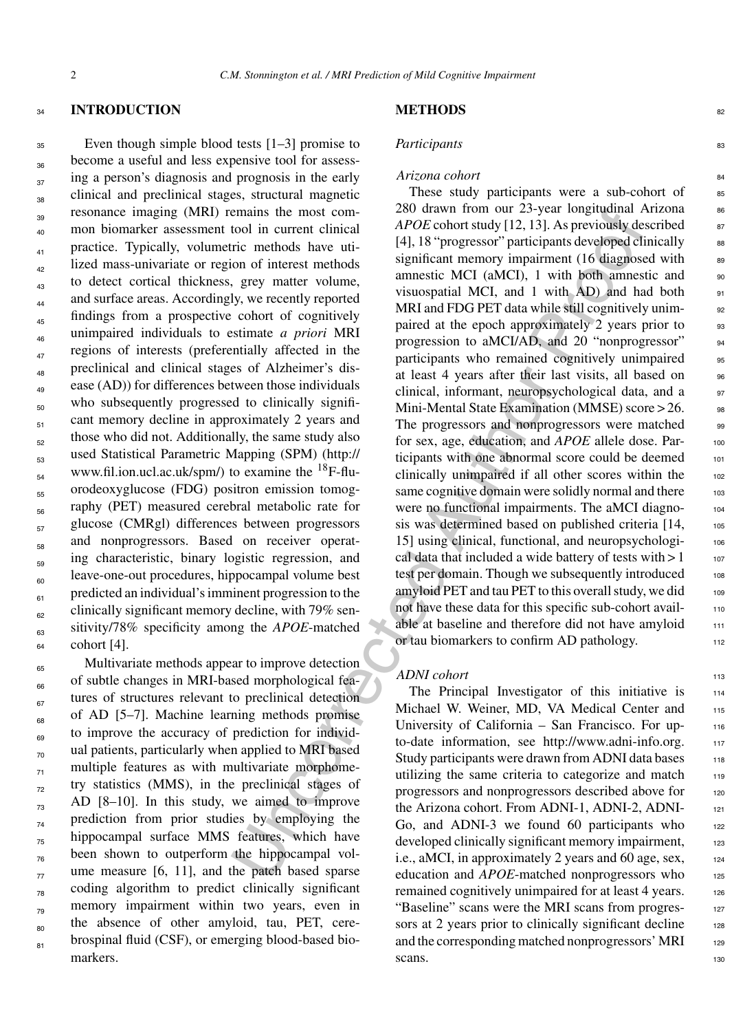## INTRODUCTION

Even though simple blood tests [1–3] promise to become a useful and less expensive tool for assessing a person's diagnosis and prognosis in the early clinical and preclinical stages, structural magnetic resonance imaging (MRI) remains the most common biomarker assessment tool in current clinical practice. Typically, volumetric methods have utilized mass-univariate or region of interest methods to detect cortical thickness, grey matter volume, and surface areas. Accordingly, we recently reported findings from a prospective cohort of cognitively unimpaired individuals to estimate *a priori* MRI regions of interests (preferentially affected in the preclinical and clinical stages of Alzheimer's disease (AD)) for differences between those individuals who subsequently progressed to clinically significant memory decline in approximately 2 years and those who did not. Additionally, the same study also used Statistical Parametric Mapping (SPM) (http://www.fil.ion.ucl.ac.uk/spm/) to examine the $^{18}$F-fluorodeoxyglucose (FDG) positron emission tomography (PET) measured cerebral metabolic rate for glucose (CMRgl) differences between progressors and nonprogressors. Based on receiver operating characteristic, binary logistic regression, and leave-one-out procedures, hippocampal volume best predicted an individual's imminent progression to the clinically significant memory decline, with 79% sensitivity/78% specificity among the *APOE*-matched cohort [4].

Multivariate methods appear to improve detection of subtle changes in MRI-based morphological features of structures relevant to preclinical detection of AD [5–7]. Machine learning methods promise to improve the accuracy of prediction for individual patients, particularly when applied to MRI based multiple features as with multivariate morphometry statistics (MMS), in the preclinical stages of AD [8–10]. In this study, we aimed to improve prediction from prior studies by employing the hippocampal surface MMS features, which have been shown to outperform the hippocampal volume measure [6, 11], and the patch based sparse coding algorithm to predict clinically significant memory impairment within two years, even in the absence of other amyloid, tau, PET, cerebrospinal fluid (CSF), or emerging blood-based biomarkers.

## METHODS

### *Participants*

#### *Arizona cohort*

These study participants were a sub-cohort of 280 drawn from our 23-year longitudinal Arizona *APOE* cohort study [12, 13]. As previously described [4], 18 "progressor" participants developed clinically significant memory impairment (16 diagnosed with amnestic MCI (aMCI), 1 with both amnestic and visuospatial MCI, and 1 with AD) and had both MRI and FDG PET data while still cognitively unimpaired at the epoch approximately 2 years prior to progression to aMCI/AD, and 20 "nonprogressor" participants who remained cognitively unimpaired at least 4 years after their last visits, all based on clinical, informant, neuropsychological data, and a Mini-Mental State Examination (MMSE) score > 26. The progressors and nonprogressors were matched for sex, age, education, and *APOE* allele dose. Participants with one abnormal score could be deemed clinically unimpaired if all other scores within the same cognitive domain were solidly normal and there were no functional impairments. The aMCI diagnosis was determined based on published criteria [14, 15] using clinical, functional, and neuropsychological data that included a wide battery of tests with > 1 test per domain. Though we subsequently introduced amyloid PET and tau PET to this overall study, we did not have these data for this specific sub-cohort available at baseline and therefore did not have amyloid or tau biomarkers to confirm AD pathology.

#### *ADNI cohort*

The Principal Investigator of this initiative is Michael W. Weiner, MD, VA Medical Center and University of California – San Francisco. For up-to-date information, see http://www.adni-info.org. Study participants were drawn from ADNI data bases utilizing the same criteria to categorize and match progressors and nonprogressors described above for the Arizona cohort. From ADNI-1, ADNI-2, ADNI-Go, and ADNI-3 we found 60 participants who developed clinically significant memory impairment, i.e., aMCI, in approximately 2 years and 60 age, sex, education and *APOE*-matched nonprogressors who remained cognitively unimpaired for at least 4 years. "Baseline" scans were the MRI scans from progressors at 2 years prior to clinically significant decline and the corresponding matched nonprogressors' MRI scans.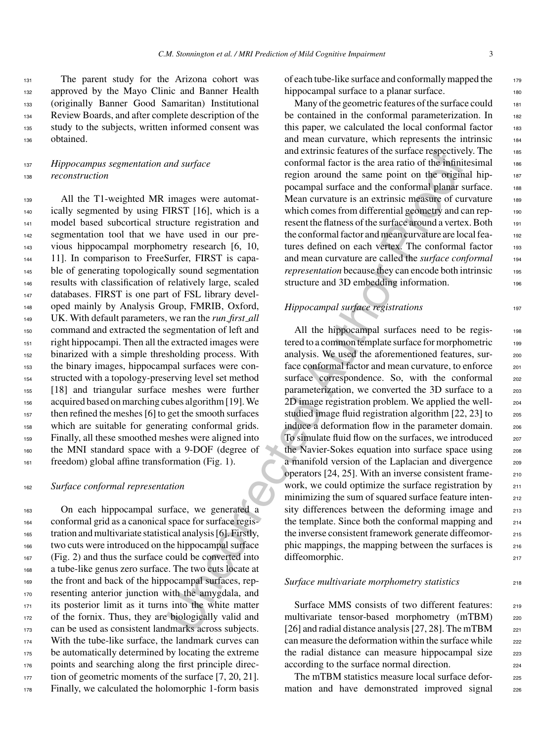The parent study for the Arizona cohort was approved by the Mayo Clinic and Banner Health (originally Banner Good Samaritan) Institutional Review Boards, and after complete description of the study to the subjects, written informed consent was obtained.

### *Hippocampus segmentation and surface reconstruction*

All the T1-weighted MR images were automatically segmented by using FIRST [16], which is a model based subcortical structure registration and segmentation tool that we have used in our previous hippocampal morphometry research [6, 10, 11]. In comparison to FreeSurfer, FIRST is capable of generating topologically sound segmentation results with classification of relatively large, scaled databases. FIRST is one part of FSL library developed mainly by Analysis Group, FMRIB, Oxford, UK. With default parameters, we ran the *run_first_all* command and extracted the segmentation of left and right hippocampi. Then all the extracted images were binarized with a simple thresholding process. With the binary images, hippocampal surfaces were constructed with a topology-preserving level set method [18] and triangular surface meshes were further acquired based on marching cubes algorithm [19]. We then refined the meshes [6] to get the smooth surfaces which are suitable for generating conformal grids. Finally, all these smoothed meshes were aligned into the MNI standard space with a 9-DOF (degree of freedom) global affine transformation (Fig. 1).

### *Surface conformal representation*

On each hippocampal surface, we generated a conformal grid as a canonical space for surface registration and multivariate statistical analysis [6]. Firstly, two cuts were introduced on the hippocampal surface (Fig. 2) and thus the surface could be converted into a tube-like genus zero surface. The two cuts locate at the front and back of the hippocampal surfaces, representing anterior junction with the amygdala, and its posterior limit as it turns into the white matter of the fornix. Thus, they are biologically valid and can be used as consistent landmarks across subjects. With the tube-like surface, the landmark curves can be automatically determined by locating the extreme points and searching along the first principle direction of geometric moments of the surface [7, 20, 21]. Finally, we calculated the holomorphic 1-form basis of each tube-like surface and conformally mapped the hippocampal surface to a planar surface.

Many of the geometric features of the surface could be contained in the conformal parameterization. In this paper, we calculated the local conformal factor and mean curvature, which represents the intrinsic and extrinsic features of the surface respectively. The conformal factor is the area ratio of the infinitesimal region around the same point on the original hippocampal surface and the conformal planar surface. Mean curvature is an extrinsic measure of curvature which comes from differential geometry and can represent the flatness of the surface around a vertex. Both the conformal factor and mean curvature are local features defined on each vertex. The conformal factor and mean curvature are called the *surface conformal representation* because they can encode both intrinsic structure and 3D embedding information.

### *Hippocampal surface registrations*

All the hippocampal surfaces need to be registered to a common template surface for morphometric analysis. We used the aforementioned features, surface conformal factor and mean curvature, to enforce surface correspondence. So, with the conformal parameterization, we converted the 3D surface to a 2D image registration problem. We applied the well-studied image fluid registration algorithm [22, 23] to induce a deformation flow in the parameter domain. To simulate fluid flow on the surfaces, we introduced the Navier-Sokes equation into surface space using a manifold version of the Laplacian and divergence operators [24, 25]. With an inverse consistent framework, we could optimize the surface registration by minimizing the sum of squared surface feature intensity differences between the deforming image and the template. Since both the conformal mapping and the inverse consistent framework generate diffeomorphic mappings, the mapping between the surfaces is diffeomorphic.

### *Surface multivariate morphometry statistics*

Surface MMS consists of two different features: multivariate tensor-based morphometry (mTBM) [26] and radial distance analysis [27, 28]. The mTBM can measure the deformation within the surface while the radial distance can measure hippocampal size according to the surface normal direction.

The mTBM statistics measure local surface deformation and have demonstrated improved signal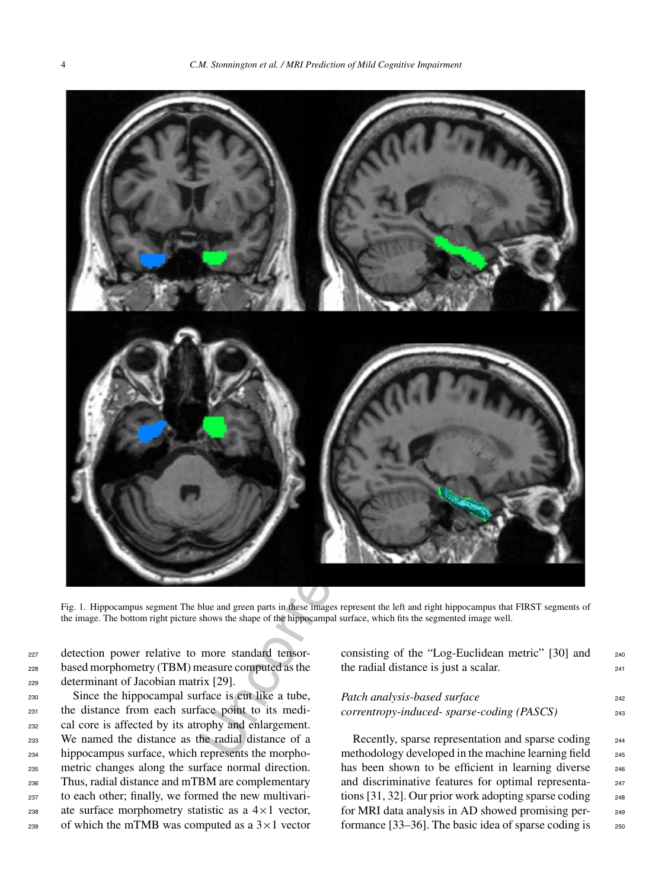Fig. 1. Hippocampus segment The blue and green parts in these images represent the left and right hippocampus that FIRST segments of the image. The bottom right picture shows the shape of the hippocampal surface, which fits the segmented image well.

detection power relative to more standard tensor-based morphometry (TBM) measure computed as the determinant of Jacobian matrix [29].

Since the hippocampal surface is cut like a tube, the distance from each surface point to its medical core is affected by its atrophy and enlargement. We named the distance as the radial distance of a hippocampus surface, which represents the morphometric changes along the surface normal direction. Thus, radial distance and mTBM are complementary to each other; finally, we formed the new multivariate surface morphometry statistic as a $4\times1$ vector, of which the mTMB was computed as a $3\times1$ vector consisting of the "Log-Euclidean metric" [30] and the radial distance is just a scalar.

*Patch analysis-based surface correntropy-induced- sparse-coding (PASCS)*

Recently, sparse representation and sparse coding methodology developed in the machine learning field has been shown to be efficient in learning diverse and discriminative features for optimal representations [31, 32]. Our prior work adopting sparse coding for MRI data analysis in AD showed promising performance [33–36]. The basic idea of sparse coding is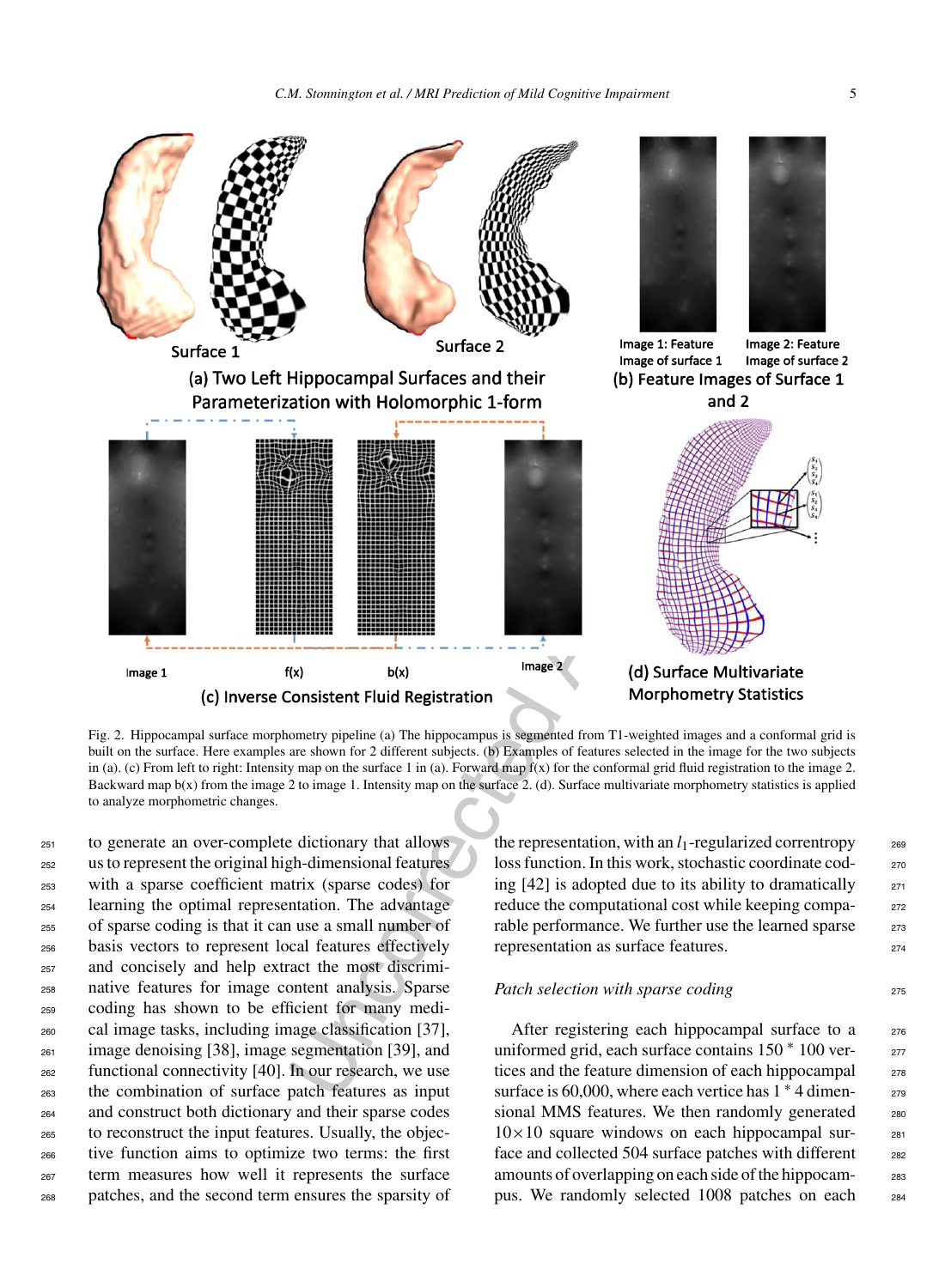Fig. 2. Hippocampal surface morphometry pipeline (a) The hippocampus is segmented from T1-weighted images and a conformal grid is built on the surface. Here examples are shown for 2 different subjects. (b) Examples of features selected in the image for the two subjects in (a). (c) From left to right: Intensity map on the surface 1 in (a). Forward map f(x) for the conformal grid fluid registration to the image 2. Backward map b(x) from the image 2 to image 1. Intensity map on the surface 2. (d). Surface multivariate morphometry statistics is applied to analyze morphometric changes.

to generate an over-complete dictionary that allows us to represent the original high-dimensional features with a sparse coefficient matrix (sparse codes) for learning the optimal representation. The advantage of sparse coding is that it can use a small number of basis vectors to represent local features effectively and concisely and help extract the most discriminative features for image content analysis. Sparse coding has shown to be efficient for many medical image tasks, including image classification [37], image denoising [38], image segmentation [39], and functional connectivity [40]. In our research, we use the combination of surface patch features as input and construct both dictionary and their sparse codes to reconstruct the input features. Usually, the objective function aims to optimize two terms: the first term measures how well it represents the surface patches, and the second term ensures the sparsity of the representation, with an $l_1$-regularized correntropy loss function. In this work, stochastic coordinate coding [42] is adopted due to its ability to dramatically reduce the computational cost while keeping comparable performance. We further use the learned sparse representation as surface features.

*Patch selection with sparse coding*

After registering each hippocampal surface to a uniformed grid, each surface contains 150 * 100 vertices and the feature dimension of each hippocampal surface is 60,000, where each vertice has 1 * 4 dimensional MMS features. We then randomly generated $10 \times 10$ square windows on each hippocampal surface and collected 504 surface patches with different amounts of overlapping on each side of the hippocampus. We randomly selected 1008 patches on each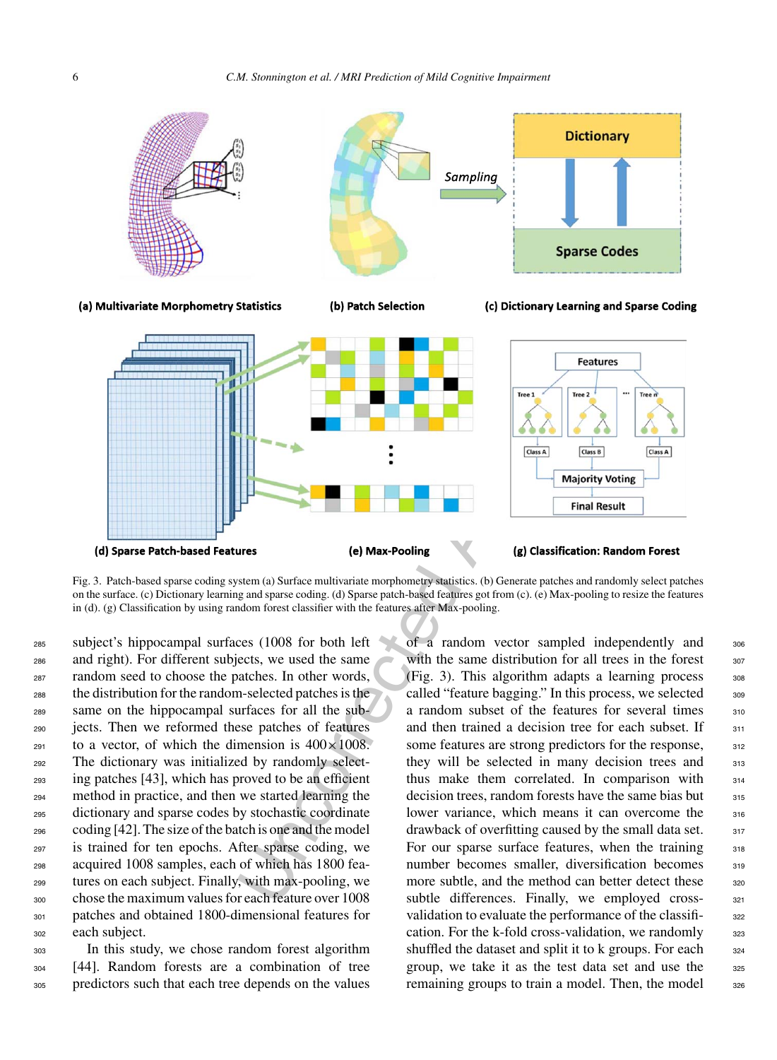Fig. 3. Patch-based sparse coding system (a) Surface multivariate morphometry statistics. (b) Generate patches and randomly select patches on the surface. (c) Dictionary learning and sparse coding. (d) Sparse patch-based features got from (c). (e) Max-pooling to resize the features in (d). (g) Classification by using random forest classifier with the features after Max-pooling.

subject's hippocampal surfaces (1008 for both left and right). For different subjects, we used the same random seed to choose the patches. In other words, the distribution for the random-selected patches is the same on the hippocampal surfaces for all the subjects. Then we reformed these patches of features to a vector, of which the dimension is $400 \times 1008$. The dictionary was initialized by randomly selecting patches [43], which has proved to be an efficient method in practice, and then we started learning the dictionary and sparse codes by stochastic coordinate coding [42]. The size of the batch is one and the model is trained for ten epochs. After sparse coding, we acquired 1008 samples, each of which has 1800 features on each subject. Finally, with max-pooling, we chose the maximum values for each feature over 1008 patches and obtained 1800-dimensional features for each subject.

In this study, we chose random forest algorithm [44]. Random forests are a combination of tree predictors such that each tree depends on the values of a random vector sampled independently and with the same distribution for all trees in the forest (Fig. 3). This algorithm adapts a learning process called "feature bagging." In this process, we selected a random subset of the features for several times and then trained a decision tree for each subset. If some features are strong predictors for the response, they will be selected in many decision trees and thus make them correlated. In comparison with decision trees, random forests have the same bias but lower variance, which means it can overcome the drawback of overfitting caused by the small data set. For our sparse surface features, when the training number becomes smaller, diversification becomes more subtle, and the method can better detect these subtle differences. Finally, we employed cross-validation to evaluate the performance of the classification. For the k-fold cross-validation, we randomly shuffled the dataset and split it to k groups. For each group, we take it as the test data set and use the remaining groups to train a model. Then, the model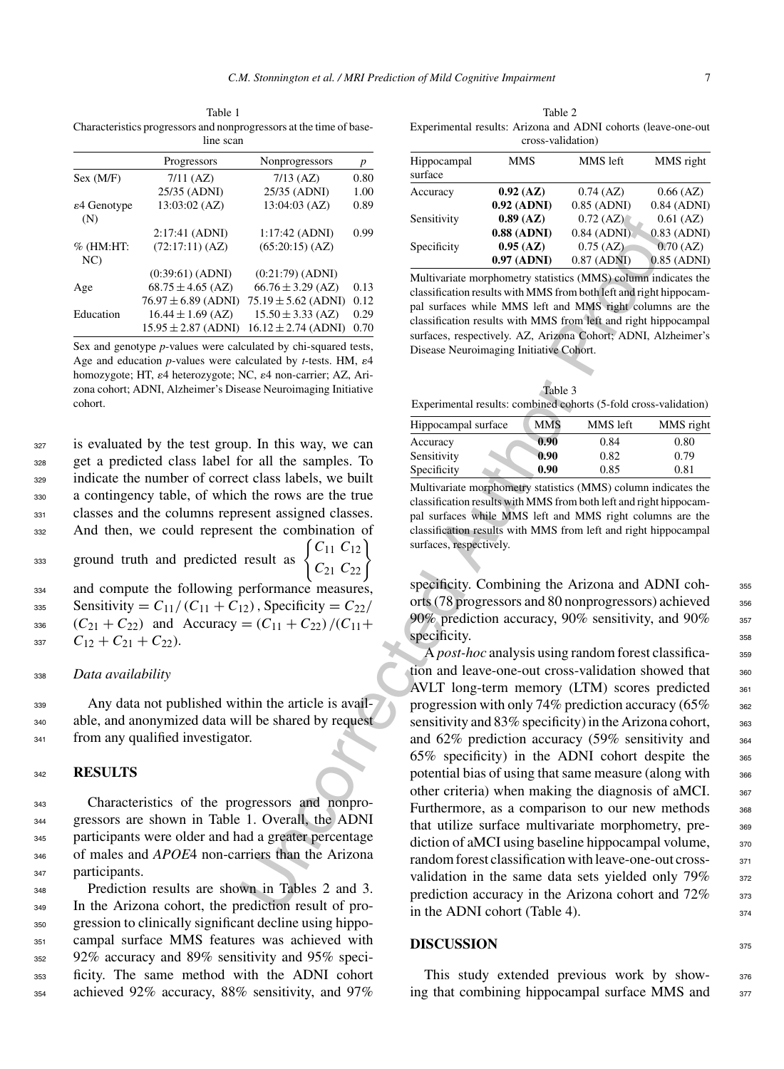Table 1
Characteristics progressors and nonprogressors at the time of baseline scan

| | Progressors | Nonprogressors | *p* |
|---|---|---|---|
| Sex (M/F) | 7/11 (AZ) | 7/13 (AZ) | 0.80 |
| | 25/35 (ADNI) | 25/35 (ADNI) | 1.00 |
| ε4 Genotype (N) | 13:03:02 (AZ) | 13:04:03 (AZ) | 0.89 |
| | 2:17:41 (ADNI) | 1:17:42 (ADNI) | 0.99 |
| % (HM:HT: NC) | (72:17:11) (AZ) | (65:20:15) (AZ) | |
| | (0:39:61) (ADNI) | (0:21:79) (ADNI) | |
| Age | $68.75 \pm 4.65$ (AZ) | $66.76 \pm 3.29$ (AZ) | 0.13 |
| | $76.97 \pm 6.89$ (ADNI) | $75.19 \pm 5.62$ (ADNI) | 0.12 |
| Education | $16.44 \pm 1.69$ (AZ) | $15.50 \pm 3.33$ (AZ) | 0.29 |
| | $15.95 \pm 2.87$ (ADNI) | $16.12 \pm 2.74$ (ADNI) | 0.70 |

Sex and genotype *p*-values were calculated by chi-squared tests, Age and education *p*-values were calculated by *t*-tests. HM, ε4 homozygote; HT, ε4 heterozygote; NC, ε4 non-carrier; AZ, Arizona cohort; ADNI, Alzheimer's Disease Neuroimaging Initiative cohort.

is evaluated by the test group. In this way, we can get a predicted class label for all the samples. To indicate the number of correct class labels, we built a contingency table, of which the rows are the true classes and the columns represent assigned classes. And then, we could represent the combination of ground truth and predicted result as $\begin{Bmatrix} C_{11} & C_{12} \\ C_{21} & C_{22} \end{Bmatrix}$ and compute the following performance measures, Sensitivity $= C_{11}/(C_{11} + C_{12})$, Specificity $= C_{22}/(C_{21} + C_{22})$ and Accuracy $= (C_{11} + C_{22})/(C_{11} + C_{12} + C_{21} + C_{22})$.

### *Data availability*

Any data not published within the article is available, and anonymized data will be shared by request from any qualified investigator.

## RESULTS

Characteristics of the progressors and nonprogressors are shown in Table 1. Overall, the ADNI participants were older and had a greater percentage of males and *APOE*4 non-carriers than the Arizona participants.

Prediction results are shown in Tables 2 and 3. In the Arizona cohort, the prediction result of progression to clinically significant decline using hippocampal surface MMS features was achieved with 92% accuracy and 89% sensitivity and 95% specificity. The same method with the ADNI cohort achieved 92% accuracy, 88% sensitivity, and 97% specificity. Combining the Arizona and ADNI cohorts (78 progressors and 80 nonprogressors) achieved 90% prediction accuracy, 90% sensitivity, and 90% specificity.

Table 2
Experimental results: Arizona and ADNI cohorts (leave-one-out cross-validation)

| Hippocampal surface | MMS | MMS left | MMS right |
|---|---|---|---|
| Accuracy | **0.92 (AZ)** | 0.74 (AZ) | 0.66 (AZ) |
| | **0.92 (ADNI)** | 0.85 (ADNI) | 0.84 (ADNI) |
| Sensitivity | **0.89 (AZ)** | 0.72 (AZ) | 0.61 (AZ) |
| | **0.88 (ADNI)** | 0.84 (ADNI) | 0.83 (ADNI) |
| Specificity | **0.95 (AZ)** | 0.75 (AZ) | 0.70 (AZ) |
| | **0.97 (ADNI)** | 0.87 (ADNI) | 0.85 (ADNI) |

Multivariate morphometry statistics (MMS) column indicates the classification results with MMS from both left and right hippocampal surfaces while MMS left and MMS right columns are the classification results with MMS from left and right hippocampal surfaces, respectively. AZ, Arizona Cohort; ADNI, Alzheimer's Disease Neuroimaging Initiative Cohort.

Table 3
Experimental results: combined cohorts (5-fold cross-validation)

| Hippocampal surface | MMS | MMS left | MMS right |
|---|---|---|---|
| Accuracy | **0.90** | 0.84 | 0.80 |
| Sensitivity | **0.90** | 0.82 | 0.79 |
| Specificity | **0.90** | 0.85 | 0.81 |

Multivariate morphometry statistics (MMS) column indicates the classification results with MMS from both left and right hippocampal surfaces while MMS left and MMS right columns are the classification results with MMS from left and right hippocampal surfaces, respectively.

A *post-hoc* analysis using random forest classification and leave-one-out cross-validation showed that AVLT long-term memory (LTM) scores predicted progression with only 74% prediction accuracy (65% sensitivity and 83% specificity) in the Arizona cohort, and 62% prediction accuracy (59% sensitivity and 65% specificity) in the ADNI cohort despite the potential bias of using that same measure (along with other criteria) when making the diagnosis of aMCI. Furthermore, as a comparison to our new methods that utilize surface multivariate morphometry, prediction of aMCI using baseline hippocampal volume, random forest classification with leave-one-out cross-validation in the same data sets yielded only 79% prediction accuracy in the Arizona cohort and 72% in the ADNI cohort (Table 4).

## DISCUSSION

This study extended previous work by showing that combining hippocampal surface MMS and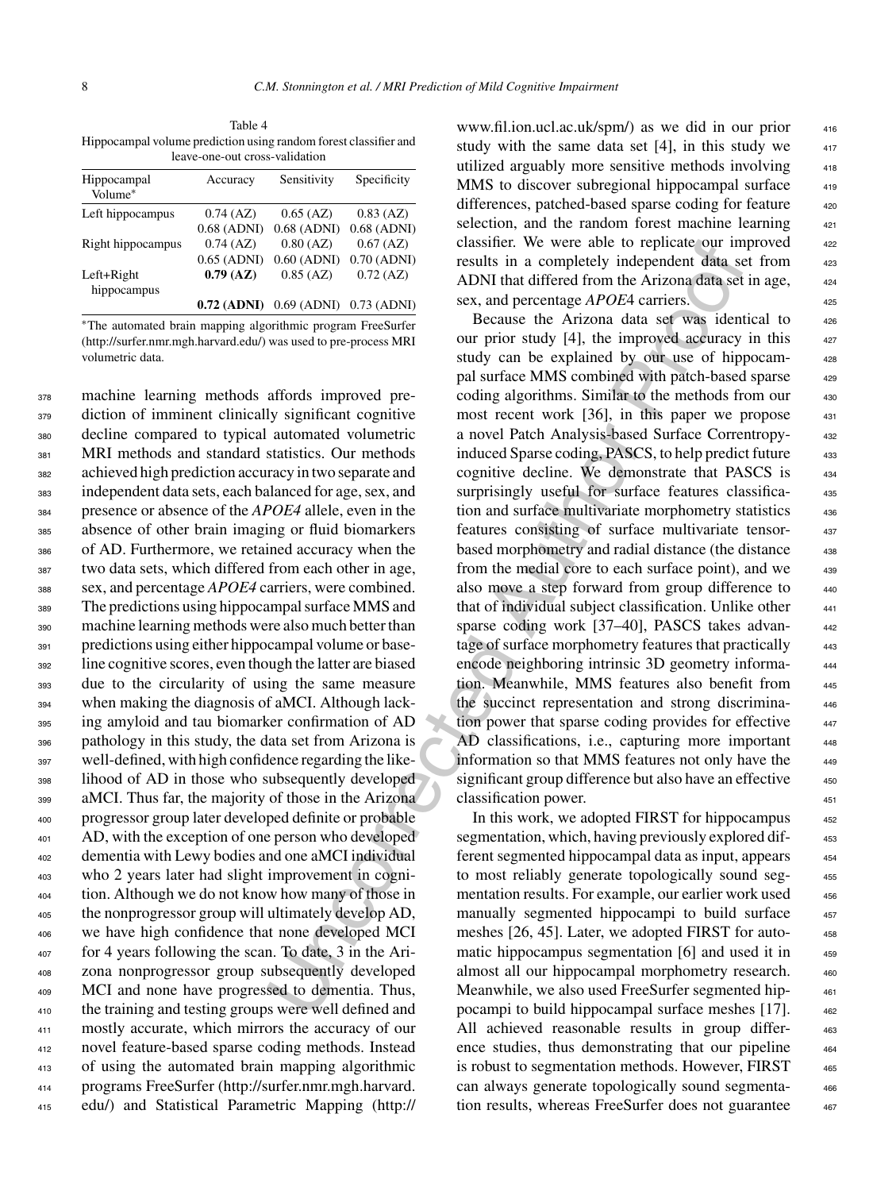Table 4
Hippocampal volume prediction using random forest classifier and leave-one-out cross-validation

| Hippocampal Volume* | Accuracy | Sensitivity | Specificity |
|---|---|---|---|
| Left hippocampus | 0.74 (AZ) | 0.65 (AZ) | 0.83 (AZ) |
| | 0.68 (ADNI) | 0.68 (ADNI) | 0.68 (ADNI) |
| Right hippocampus | 0.74 (AZ) | 0.80 (AZ) | 0.67 (AZ) |
| | 0.65 (ADNI) | 0.60 (ADNI) | 0.70 (ADNI) |
| Left+Right hippocampus | **0.79 (AZ)** | 0.85 (AZ) | 0.72 (AZ) |
| | **0.72 (ADNI)** | 0.69 (ADNI) | 0.73 (ADNI) |

*The automated brain mapping algorithmic program FreeSurfer (http://surfer.nmr.mgh.harvard.edu/) was used to pre-process MRI volumetric data.

machine learning methods affords improved prediction of imminent clinically significant cognitive decline compared to typical automated volumetric MRI methods and standard statistics. Our methods achieved high prediction accuracy in two separate and independent data sets, each balanced for age, sex, and presence or absence of the *APOE4* allele, even in the absence of other brain imaging or fluid biomarkers of AD. Furthermore, we retained accuracy when the two data sets, which differed from each other in age, sex, and percentage *APOE4* carriers, were combined. The predictions using hippocampal surface MMS and machine learning methods were also much better than predictions using either hippocampal volume or baseline cognitive scores, even though the latter are biased due to the circularity of using the same measure when making the diagnosis of aMCI. Although lacking amyloid and tau biomarker confirmation of AD pathology in this study, the data set from Arizona is well-defined, with high confidence regarding the likelihood of AD in those who subsequently developed aMCI. Thus far, the majority of those in the Arizona progressor group later developed definite or probable AD, with the exception of one person who developed dementia with Lewy bodies and one aMCI individual who 2 years later had slight improvement in cognition. Although we do not know how many of those in the nonprogressor group will ultimately develop AD, we have high confidence that none developed MCI for 4 years following the scan. To date, 3 in the Arizona nonprogressor group subsequently developed MCI and none have progressed to dementia. Thus, the training and testing groups were well defined and mostly accurate, which mirrors the accuracy of our novel feature-based sparse coding methods. Instead of using the automated brain mapping algorithmic programs FreeSurfer (http://surfer.nmr.mgh.harvard.edu/) and Statistical Parametric Mapping (http://www.fil.ion.ucl.ac.uk/spm/) as we did in our prior study with the same data set [4], in this study we utilized arguably more sensitive methods involving MMS to discover subregional hippocampal surface differences, patched-based sparse coding for feature selection, and the random forest machine learning classifier. We were able to replicate our improved results in a completely independent data set from ADNI that differed from the Arizona data set in age, sex, and percentage *APOE*4 carriers.

Because the Arizona data set was identical to our prior study [4], the improved accuracy in this study can be explained by our use of hippocampal surface MMS combined with patch-based sparse coding algorithms. Similar to the methods from our most recent work [36], in this paper we propose a novel Patch Analysis-based Surface Correntropy-induced Sparse coding, PASCS, to help predict future cognitive decline. We demonstrate that PASCS is surprisingly useful for surface features classification and surface multivariate morphometry statistics features consisting of surface multivariate tensor-based morphometry and radial distance (the distance from the medial core to each surface point), and we also move a step forward from group difference to that of individual subject classification. Unlike other sparse coding work [37–40], PASCS takes advantage of surface morphometry features that practically encode neighboring intrinsic 3D geometry information. Meanwhile, MMS features also benefit from the succinct representation and strong discrimination power that sparse coding provides for effective AD classifications, i.e., capturing more important information so that MMS features not only have the significant group difference but also have an effective classification power.

In this work, we adopted FIRST for hippocampus segmentation, which, having previously explored different segmented hippocampal data as input, appears to most reliably generate topologically sound segmentation results. For example, our earlier work used manually segmented hippocampi to build surface meshes [26, 45]. Later, we adopted FIRST for automatic hippocampus segmentation [6] and used it in almost all our hippocampal morphometry research. Meanwhile, we also used FreeSurfer segmented hippocampi to build hippocampal surface meshes [17]. All achieved reasonable results in group difference studies, thus demonstrating that our pipeline is robust to segmentation methods. However, FIRST can always generate topologically sound segmentation results, whereas FreeSurfer does not guarantee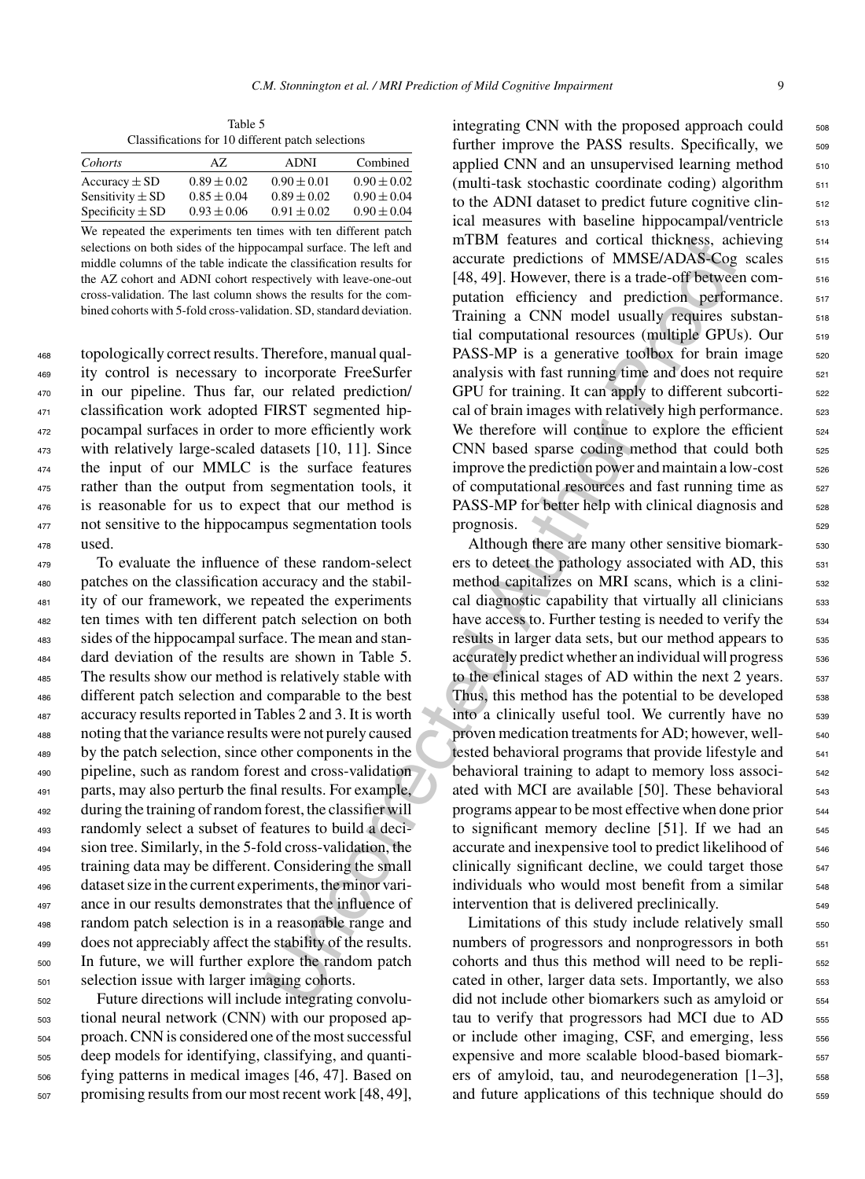Table 5
Classifications for 10 different patch selections

| *Cohorts* | AZ | ADNI | Combined |
|---|---|---|---|
| Accuracy $\pm$ SD | $0.89 \pm 0.02$ | $0.90 \pm 0.01$ | $0.90 \pm 0.02$ |
| Sensitivity $\pm$ SD | $0.85 \pm 0.04$ | $0.89 \pm 0.02$ | $0.90 \pm 0.04$ |
| Specificity $\pm$ SD | $0.93 \pm 0.06$ | $0.91 \pm 0.02$ | $0.90 \pm 0.04$ |

We repeated the experiments ten times with ten different patch selections on both sides of the hippocampal surface. The left and middle columns of the table indicate the classification results for the AZ cohort and ADNI cohort respectively with leave-one-out cross-validation. The last column shows the results for the combined cohorts with 5-fold cross-validation. SD, standard deviation.

topologically correct results. Therefore, manual quality control is necessary to incorporate FreeSurfer in our pipeline. Thus far, our related prediction/classification work adopted FIRST segmented hippocampal surfaces in order to more efficiently work with relatively large-scaled datasets [10, 11]. Since the input of our MMLC is the surface features rather than the output from segmentation tools, it is reasonable for us to expect that our method is not sensitive to the hippocampus segmentation tools used.

To evaluate the influence of these random-select patches on the classification accuracy and the stability of our framework, we repeated the experiments ten times with ten different patch selection on both sides of the hippocampal surface. The mean and standard deviation of the results are shown in Table 5. The results show our method is relatively stable with different patch selection and comparable to the best accuracy results reported in Tables 2 and 3. It is worth noting that the variance results were not purely caused by the patch selection, since other components in the pipeline, such as random forest and cross-validation parts, may also perturb the final results. For example, during the training of random forest, the classifier will randomly select a subset of features to build a decision tree. Similarly, in the 5-fold cross-validation, the training data may be different. Considering the small dataset size in the current experiments, the minor variance in our results demonstrates that the influence of random patch selection is in a reasonable range and does not appreciably affect the stability of the results. In future, we will further explore the random patch selection issue with larger imaging cohorts.

Future directions will include integrating convolutional neural network (CNN) with our proposed approach. CNN is considered one of the most successful deep models for identifying, classifying, and quantifying patterns in medical images [46, 47]. Based on promising results from our most recent work [48, 49], integrating CNN with the proposed approach could further improve the PASS results. Specifically, we applied CNN and an unsupervised learning method (multi-task stochastic coordinate coding) algorithm to the ADNI dataset to predict future cognitive clinical measures with baseline hippocampal/ventricle mTBM features and cortical thickness, achieving accurate predictions of MMSE/ADAS-Cog scales [48, 49]. However, there is a trade-off between computation efficiency and prediction performance. Training a CNN model usually requires substantial computational resources (multiple GPUs). Our PASS-MP is a generative toolbox for brain image analysis with fast running time and does not require GPU for training. It can apply to different subcortical of brain images with relatively high performance. We therefore will continue to explore the efficient CNN based sparse coding method that could both improve the prediction power and maintain a low-cost of computational resources and fast running time as PASS-MP for better help with clinical diagnosis and prognosis.

Although there are many other sensitive biomarkers to detect the pathology associated with AD, this method capitalizes on MRI scans, which is a clinical diagnostic capability that virtually all clinicians have access to. Further testing is needed to verify the results in larger data sets, but our method appears to accurately predict whether an individual will progress to the clinical stages of AD within the next 2 years. Thus, this method has the potential to be developed into a clinically useful tool. We currently have no proven medication treatments for AD; however, well-tested behavioral programs that provide lifestyle and behavioral training to adapt to memory loss associated with MCI are available [50]. These behavioral programs appear to be most effective when done prior to significant memory decline [51]. If we had an accurate and inexpensive tool to predict likelihood of clinically significant decline, we could target those individuals who would most benefit from a similar intervention that is delivered preclinically.

Limitations of this study include relatively small numbers of progressors and nonprogressors in both cohorts and thus this method will need to be replicated in other, larger data sets. Importantly, we also did not include other biomarkers such as amyloid or tau to verify that progressors had MCI due to AD or include other imaging, CSF, and emerging, less expensive and more scalable blood-based biomarkers of amyloid, tau, and neurodegeneration [1–3], and future applications of this technique should do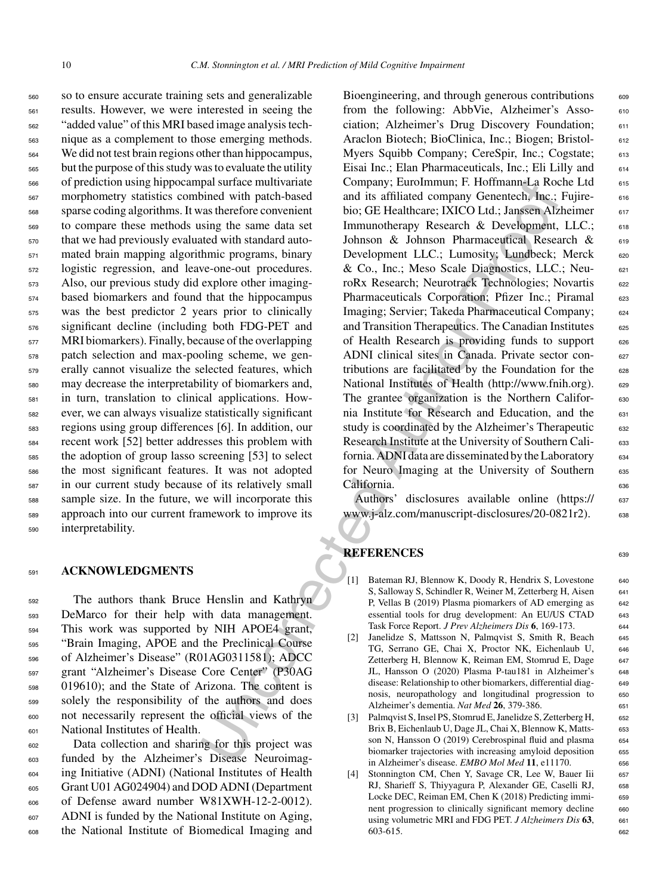so to ensure accurate training sets and generalizable results. However, we were interested in seeing the "added value" of this MRI based image analysis technique as a complement to those emerging methods. We did not test brain regions other than hippocampus, but the purpose of this study was to evaluate the utility of prediction using hippocampal surface multivariate morphometry statistics combined with patch-based sparse coding algorithms. It was therefore convenient to compare these methods using the same data set that we had previously evaluated with standard automated brain mapping algorithmic programs, binary logistic regression, and leave-one-out procedures. Also, our previous study did explore other imaging-based biomarkers and found that the hippocampus was the best predictor 2 years prior to clinically significant decline (including both FDG-PET and MRI biomarkers). Finally, because of the overlapping patch selection and max-pooling scheme, we generally cannot visualize the selected features, which may decrease the interpretability of biomarkers and, in turn, translation to clinical applications. However, we can always visualize statistically significant regions using group differences [6]. In addition, our recent work [52] better addresses this problem with the adoption of group lasso screening [53] to select the most significant features. It was not adopted in our current study because of its relatively small sample size. In the future, we will incorporate this approach into our current framework to improve its interpretability.

## ACKNOWLEDGMENTS

The authors thank Bruce Henslin and Kathryn DeMarco for their help with data management. This work was supported by NIH APOE4 grant, "Brain Imaging, APOE and the Preclinical Course of Alzheimer's Disease" (R01AG0311581); ADCC grant "Alzheimer's Disease Core Center" (P30AG 019610); and the State of Arizona. The content is solely the responsibility of the authors and does not necessarily represent the official views of the National Institutes of Health.

Data collection and sharing for this project was funded by the Alzheimer's Disease Neuroimaging Initiative (ADNI) (National Institutes of Health Grant U01 AG024904) and DOD ADNI (Department of Defense award number W81XWH-12-2-0012). ADNI is funded by the National Institute on Aging, the National Institute of Biomedical Imaging and Bioengineering, and through generous contributions from the following: AbbVie, Alzheimer's Association; Alzheimer's Drug Discovery Foundation; Araclon Biotech; BioClinica, Inc.; Biogen; Bristol-Myers Squibb Company; CereSpir, Inc.; Cogstate; Eisai Inc.; Elan Pharmaceuticals, Inc.; Eli Lilly and Company; EuroImmun; F. Hoffmann-La Roche Ltd and its affiliated company Genentech, Inc.; Fujirebio; GE Healthcare; IXICO Ltd.; Janssen Alzheimer Immunotherapy Research & Development, LLC.; Johnson & Johnson Pharmaceutical Research & Development LLC.; Lumosity; Lundbeck; Merck & Co., Inc.; Meso Scale Diagnostics, LLC.; NeuroRx Research; Neurotrack Technologies; Novartis Pharmaceuticals Corporation; Pfizer Inc.; Piramal Imaging; Servier; Takeda Pharmaceutical Company; and Transition Therapeutics. The Canadian Institutes of Health Research is providing funds to support ADNI clinical sites in Canada. Private sector contributions are facilitated by the Foundation for the National Institutes of Health (http://www.fnih.org). The grantee organization is the Northern California Institute for Research and Education, and the study is coordinated by the Alzheimer's Therapeutic Research Institute at the University of Southern California. ADNI data are disseminated by the Laboratory for Neuro Imaging at the University of Southern California.

Authors' disclosures available online (https://www.j-alz.com/manuscript-disclosures/20-0821r2).

## REFERENCES

[1] Bateman RJ, Blennow K, Doody R, Hendrix S, Lovestone S, Salloway S, Schindler R, Weiner M, Zetterberg H, Aisen P, Vellas B (2019) Plasma piomarkers of AD emerging as essential tools for drug development: An EU/US CTAD Task Force Report. *J Prev Alzheimers Dis* **6**, 169-173.

[2] Janelidze S, Mattsson N, Palmqvist S, Smith R, Beach TG, Serrano GE, Chai X, Proctor NK, Eichenlaub U, Zetterberg H, Blennow K, Reiman EM, Stomrud E, Dage JL, Hansson O (2020) Plasma P-tau181 in Alzheimer's disease: Relationship to other biomarkers, differential diagnosis, neuropathology and longitudinal progression to Alzheimer's dementia. *Nat Med* **26**, 379-386.

[3] Palmqvist S, Insel PS, Stomrud E, Janelidze S, Zetterberg H, Brix B, Eichenlaub U, Dage JL, Chai X, Blennow K, Mattsson N, Hansson O (2019) Cerebrospinal fluid and plasma biomarker trajectories with increasing amyloid deposition in Alzheimer's disease. *EMBO Mol Med* **11**, e11170.

[4] Stonnington CM, Chen Y, Savage CR, Lee W, Bauer Iii RJ, Sharieff S, Thiyyagura P, Alexander GE, Caselli RJ, Locke DEC, Reiman EM, Chen K (2018) Predicting imminent progression to clinically significant memory decline using volumetric MRI and FDG PET. *J Alzheimers Dis* **63**, 603-615.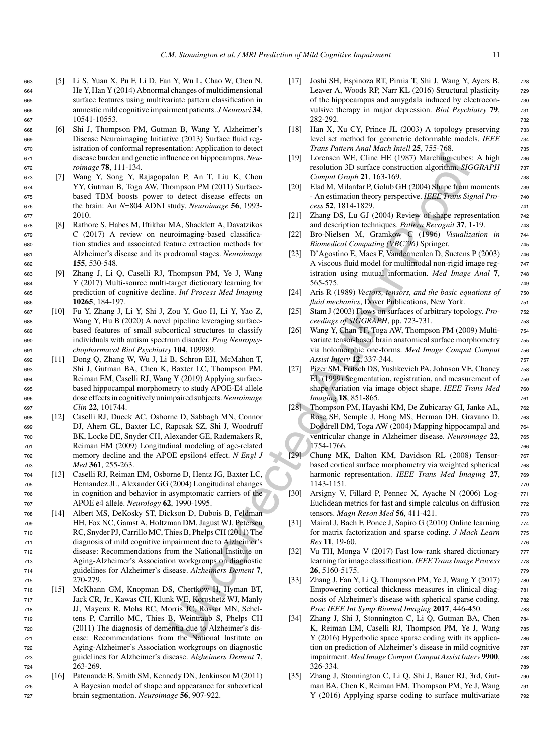[5] Li S, Yuan X, Pu F, Li D, Fan Y, Wu L, Chao W, Chen N, He Y, Han Y (2014) Abnormal changes of multidimensional surface features using multivariate pattern classification in amnestic mild cognitive impairment patients. *J Neurosci* **34**, 10541-10553.

[6] Shi J, Thompson PM, Gutman B, Wang Y, Alzheimer's Disease Neuroimaging Initiative (2013) Surface fluid registration of conformal representation: Application to detect disease burden and genetic influence on hippocampus. *Neuroimage* **78**, 111-134.

[7] Wang Y, Song Y, Rajagopalan P, An T, Liu K, Chou YY, Gutman B, Toga AW, Thompson PM (2011) Surface-based TBM boosts power to detect disease effects on the brain: An *N*=804 ADNI study. *Neuroimage* **56**, 1993-2010.

[8] Rathore S, Habes M, Iftikhar MA, Shacklett A, Davatzikos C (2017) A review on neuroimaging-based classification studies and associated feature extraction methods for Alzheimer's disease and its prodromal stages. *Neuroimage* **155**, 530-548.

[9] Zhang J, Li Q, Caselli RJ, Thompson PM, Ye J, Wang Y (2017) Multi-source multi-target dictionary learning for prediction of cognitive decline. *Inf Process Med Imaging* **10265**, 184-197.

[10] Fu Y, Zhang J, Li Y, Shi J, Zou Y, Guo H, Li Y, Yao Z, Wang Y, Hu B (2020) A novel pipeline leveraging surface-based features of small subcortical structures to classify individuals with autism spectrum disorder. *Prog Neuropsychopharmacol Biol Psychiatry* **104**, 109989.

[11] Dong Q, Zhang W, Wu J, Li B, Schron EH, McMahon T, Shi J, Gutman BA, Chen K, Baxter LC, Thompson PM, Reiman EM, Caselli RJ, Wang Y (2019) Applying surface-based hippocampal morphometry to study APOE-E4 allele dose effects in cognitively unimpaired subjects. *Neuroimage Clin* **22**, 101744.

[12] Caselli RJ, Dueck AC, Osborne D, Sabbagh MN, Connor DJ, Ahern GL, Baxter LC, Rapcsak SZ, Shi J, Woodruff BK, Locke DE, Snyder CH, Alexander GE, Rademakers R, Reiman EM (2009) Longitudinal modeling of age-related memory decline and the APOE epsilon4 effect. *N Engl J Med* **361**, 255-263.

[13] Caselli RJ, Reiman EM, Osborne D, Hentz JG, Baxter LC, Hernandez JL, Alexander GG (2004) Longitudinal changes in cognition and behavior in asymptomatic carriers of the APOE e4 allele. *Neurology* **62**, 1990-1995.

[14] Albert MS, DeKosky ST, Dickson D, Dubois B, Feldman HH, Fox NC, Gamst A, Holtzman DM, Jagust WJ, Petersen RC, Snyder PJ, Carrillo MC, Thies B, Phelps CH (2011) The diagnosis of mild cognitive impairment due to Alzheimer's disease: Recommendations from the National Institute on Aging-Alzheimer's Association workgroups on diagnostic guidelines for Alzheimer's disease. *Alzheimers Dement* **7**, 270-279.

[15] McKhann GM, Knopman DS, Chertkow H, Hyman BT, Jack CR, Jr., Kawas CH, Klunk WE, Koroshetz WJ, Manly JJ, Mayeux R, Mohs RC, Morris JC, Rossor MN, Scheltens P, Carrillo MC, Thies B, Weintraub S, Phelps CH (2011) The diagnosis of dementia due to Alzheimer's disease: Recommendations from the National Institute on Aging-Alzheimer's Association workgroups on diagnostic guidelines for Alzheimer's disease. *Alzheimers Dement* **7**, 263-269.

[16] Patenaude B, Smith SM, Kennedy DN, Jenkinson M (2011) A Bayesian model of shape and appearance for subcortical brain segmentation. *Neuroimage* **56**, 907-922.

[17] Joshi SH, Espinoza RT, Pirnia T, Shi J, Wang Y, Ayers B, Leaver A, Woods RP, Narr KL (2016) Structural plasticity of the hippocampus and amygdala induced by electroconvulsive therapy in major depression. *Biol Psychiatry* **79**, 282-292.

[18] Han X, Xu CY, Prince JL (2003) A topology preserving level set method for geometric deformable models. *IEEE Trans Pattern Anal Mach Intell* **25**, 755-768.

[19] Lorensen WE, Cline HE (1987) Marching cubes: A high resolution 3D surface construction algorithm. *SIGGRAPH Comput Graph* **21**, 163-169.

[20] Elad M, Milanfar P, Golub GH (2004) Shape from moments - An estimation theory perspective. *IEEE Trans Signal Process* **52**, 1814-1829.

[21] Zhang DS, Lu GJ (2004) Review of shape representation and description techniques. *Pattern Recognit* **37**, 1-19.

[22] Bro-Nielsen M, Gramkow C (1996) *Visualization in Biomedical Computing (VBC'96)* Springer.

[23] D'Agostino E, Maes F, Vandermeulen D, Suetens P (2003) A viscous fluid model for multimodal non-rigid image registration using mutual information. *Med Image Anal* **7**, 565-575.

[24] Aris R (1989) *Vectors, tensors, and the basic equations of fluid mechanics*, Dover Publications, New York.

[25] Stam J (2003) Flows on surfaces of arbitrary topology. *Proceedings of SIGGRAPH*, pp. 723-731.

[26] Wang Y, Chan TF, Toga AW, Thompson PM (2009) Multivariate tensor-based brain anatomical surface morphometry via holomorphic one-forms. *Med Image Comput Comput Assist Interv* **12**, 337-344.

[27] Pizer SM, Fritsch DS, Yushkevich PA, Johnson VE, Chaney EL (1999) Segmentation, registration, and measurement of shape variation via image object shape. *IEEE Trans Med Imaging* **18**, 851-865.

[28] Thompson PM, Hayashi KM, De Zubicaray GI, Janke AL, Rose SE, Semple J, Hong MS, Herman DH, Gravano D, Doddrell DM, Toga AW (2004) Mapping hippocampal and ventricular change in Alzheimer disease. *Neuroimage* **22**, 1754-1766.

[29] Chung MK, Dalton KM, Davidson RL (2008) Tensor-based cortical surface morphometry via weighted spherical harmonic representation. *IEEE Trans Med Imaging* **27**, 1143-1151.

[30] Arsigny V, Fillard P, Pennec X, Ayache N (2006) Log-Euclidean metrics for fast and simple calculus on diffusion tensors. *Magn Reson Med* **56**, 411-421.

[31] Mairal J, Bach F, Ponce J, Sapiro G (2010) Online learning for matrix factorization and sparse coding. *J Mach Learn Res* **11**, 19-60.

[32] Vu TH, Monga V (2017) Fast low-rank shared dictionary learning for image classification. *IEEE Trans Image Process* **26**, 5160-5175.

[33] Zhang J, Fan Y, Li Q, Thompson PM, Ye J, Wang Y (2017) Empowering cortical thickness measures in clinical diagnosis of Alzheimer's disease with spherical sparse coding. *Proc IEEE Int Symp Biomed Imaging* **2017**, 446-450.

[34] Zhang J, Shi J, Stonnington C, Li Q, Gutman BA, Chen K, Reiman EM, Caselli RJ, Thompson PM, Ye J, Wang Y (2016) Hyperbolic space sparse coding with its application on prediction of Alzheimer's disease in mild cognitive impairment. *Med Image Comput Comput Assist Interv* **9900**, 326-334.

[35] Zhang J, Stonnington C, Li Q, Shi J, Bauer RJ, 3rd, Gutman BA, Chen K, Reiman EM, Thompson PM, Ye J, Wang Y (2016) Applying sparse coding to surface multivariate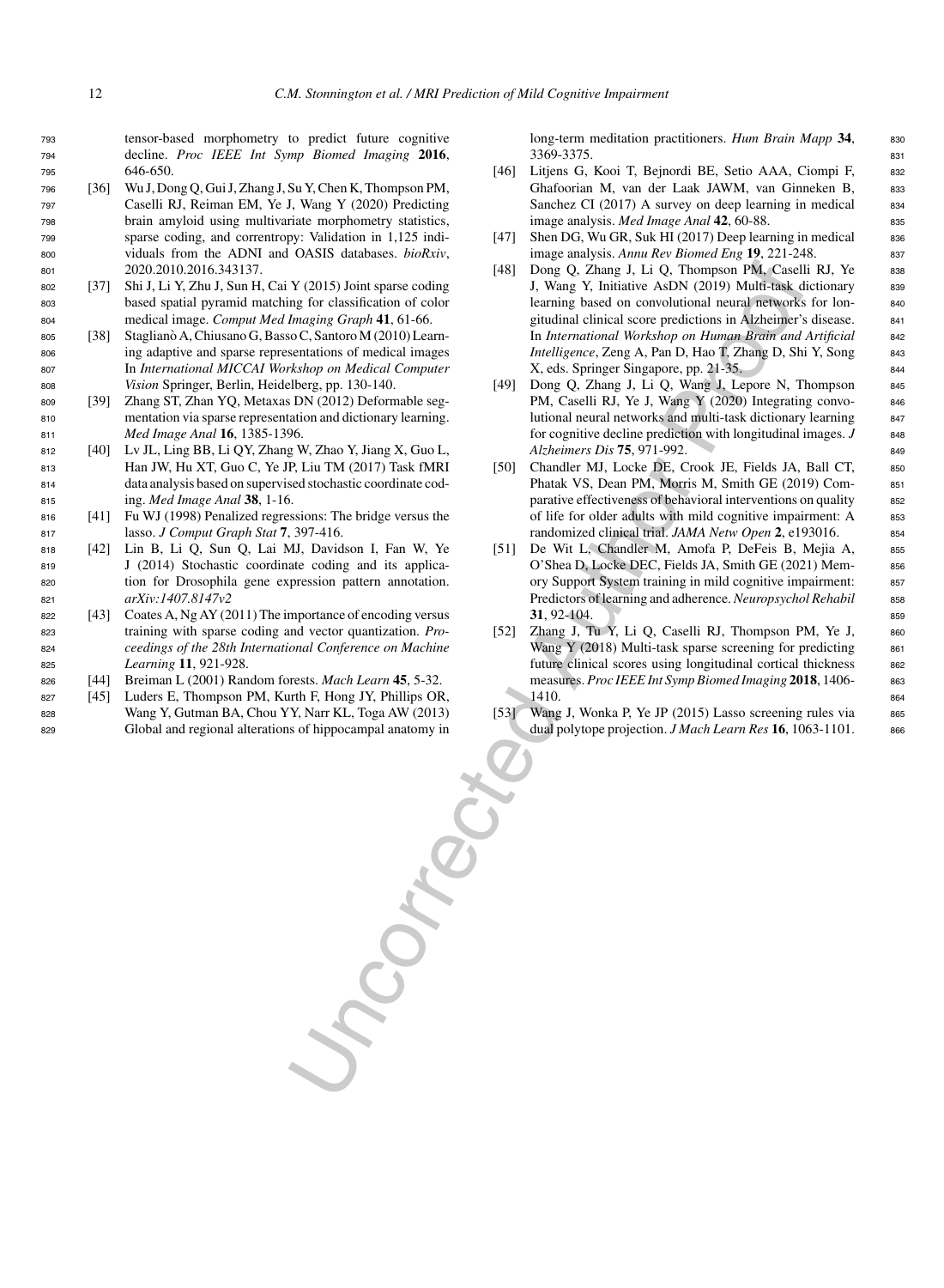tensor-based morphometry to predict future cognitive decline. *Proc IEEE Int Symp Biomed Imaging* **2016**, 646-650.

[36] Wu J, Dong Q, Gui J, Zhang J, Su Y, Chen K, Thompson PM, Caselli RJ, Reiman EM, Ye J, Wang Y (2020) Predicting brain amyloid using multivariate morphometry statistics, sparse coding, and correntropy: Validation in 1,125 individuals from the ADNI and OASIS databases. *bioRxiv*, 2020.2010.2016.343137.

[37] Shi J, Li Y, Zhu J, Sun H, Cai Y (2015) Joint sparse coding based spatial pyramid matching for classification of color medical image. *Comput Med Imaging Graph* **41**, 61-66.

[38] Staglianò A, Chiusano G, Basso C, Santoro M (2010) Learning adaptive and sparse representations of medical images In *International MICCAI Workshop on Medical Computer Vision* Springer, Berlin, Heidelberg, pp. 130-140.

[39] Zhang ST, Zhan YQ, Metaxas DN (2012) Deformable segmentation via sparse representation and dictionary learning. *Med Image Anal* **16**, 1385-1396.

[40] Lv JL, Ling BB, Li QY, Zhang W, Zhao Y, Jiang X, Guo L, Han JW, Hu XT, Guo C, Ye JP, Liu TM (2017) Task fMRI data analysis based on supervised stochastic coordinate coding. *Med Image Anal* **38**, 1-16.

[41] Fu WJ (1998) Penalized regressions: The bridge versus the lasso. *J Comput Graph Stat* **7**, 397-416.

[42] Lin B, Li Q, Sun Q, Lai MJ, Davidson I, Fan W, Ye J (2014) Stochastic coordinate coding and its application for Drosophila gene expression pattern annotation. *arXiv:1407.8147v2*

[43] Coates A, Ng AY (2011) The importance of encoding versus training with sparse coding and vector quantization. *Proceedings of the 28th International Conference on Machine Learning* **11**, 921-928.

[44] Breiman L (2001) Random forests. *Mach Learn* **45**, 5-32.

[45] Luders E, Thompson PM, Kurth F, Hong JY, Phillips OR, Wang Y, Gutman BA, Chou YY, Narr KL, Toga AW (2013) Global and regional alterations of hippocampal anatomy in long-term meditation practitioners. *Hum Brain Mapp* **34**, 3369-3375.

[46] Litjens G, Kooi T, Bejnordi BE, Setio AAA, Ciompi F, Ghafoorian M, van der Laak JAWM, van Ginneken B, Sanchez CI (2017) A survey on deep learning in medical image analysis. *Med Image Anal* **42**, 60-88.

[47] Shen DG, Wu GR, Suk HI (2017) Deep learning in medical image analysis. *Annu Rev Biomed Eng* **19**, 221-248.

[48] Dong Q, Zhang J, Li Q, Thompson PM, Caselli RJ, Ye J, Wang Y, Initiative AsDN (2019) Multi-task dictionary learning based on convolutional neural networks for longitudinal clinical score predictions in Alzheimer's disease. In *International Workshop on Human Brain and Artificial Intelligence*, Zeng A, Pan D, Hao T, Zhang D, Shi Y, Song X, eds. Springer Singapore, pp. 21-35.

[49] Dong Q, Zhang J, Li Q, Wang J, Lepore N, Thompson PM, Caselli RJ, Ye J, Wang Y (2020) Integrating convolutional neural networks and multi-task dictionary learning for cognitive decline prediction with longitudinal images. *J Alzheimers Dis* **75**, 971-992.

[50] Chandler MJ, Locke DE, Crook JE, Fields JA, Ball CT, Phatak VS, Dean PM, Morris M, Smith GE (2019) Comparative effectiveness of behavioral interventions on quality of life for older adults with mild cognitive impairment: A randomized clinical trial. *JAMA Netw Open* **2**, e193016.

[51] De Wit L, Chandler M, Amofa P, DeFeis B, Mejia A, O'Shea D, Locke DEC, Fields JA, Smith GE (2021) Memory Support System training in mild cognitive impairment: Predictors of learning and adherence. *Neuropsychol Rehabil* **31**, 92-104.

[52] Zhang J, Tu Y, Li Q, Caselli RJ, Thompson PM, Ye J, Wang Y (2018) Multi-task sparse screening for predicting future clinical scores using longitudinal cortical thickness measures. *Proc IEEE Int Symp Biomed Imaging* **2018**, 1406-1410.

[53] Wang J, Wonka P, Ye JP (2015) Lasso screening rules via dual polytope projection. *J Mach Learn Res* **16**, 1063-1101.